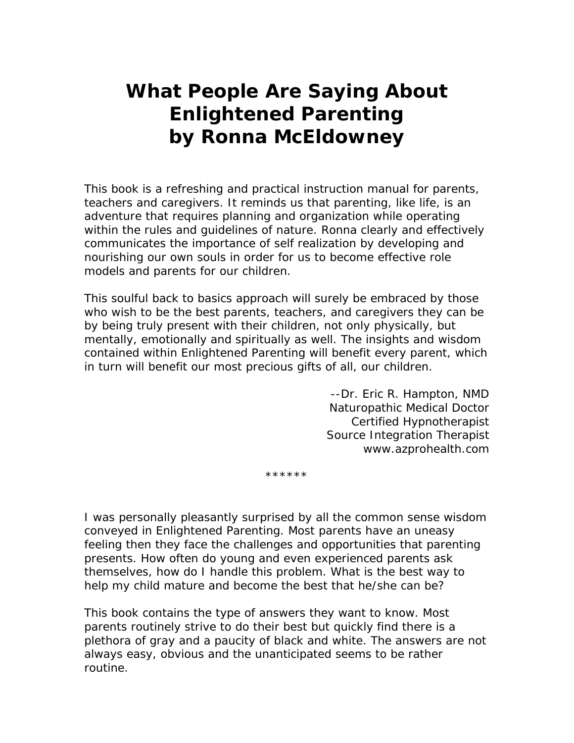# What People Are Saying About Enlightened Parenting by Ronna McEldowney

This book is a refreshing and practical instruction manual for parents, teachers and caregivers. It reminds us that parenting, like life, is an adventure that requires planning and organization while operating within the rules and guidelines of nature. Ronna clearly and effectively communicates the importance of self realization by developing and nourishing our own souls in order for us to become effective role models and parents for our children.

This soulful back to basics approach will surely be embraced by those who wish to be the best parents, teachers, and caregivers they can be by being truly present with their children, not only physically, but mentally, emotionally and spiritually as well. The insights and wisdom contained within Enlightened Parenting will benefit every parent, which in turn will benefit our most precious gifts of all, our children.

--Dr. Eric R. Hampton, NMD
Naturopathic Medical Doctor
Certified Hypnotherapist
Source Integration Therapist
www.azprohealth.com

******

I was personally pleasantly surprised by all the common sense wisdom conveyed in Enlightened Parenting. Most parents have an uneasy feeling then they face the challenges and opportunities that parenting presents. How often do young and even experienced parents ask themselves, how do I handle this problem. What is the best way to help my child mature and become the best that he/she can be?

This book contains the type of answers they want to know. Most parents routinely strive to do their best but quickly find there is a plethora of gray and a paucity of black and white. The answers are not always easy, obvious and the unanticipated seems to be rather routine.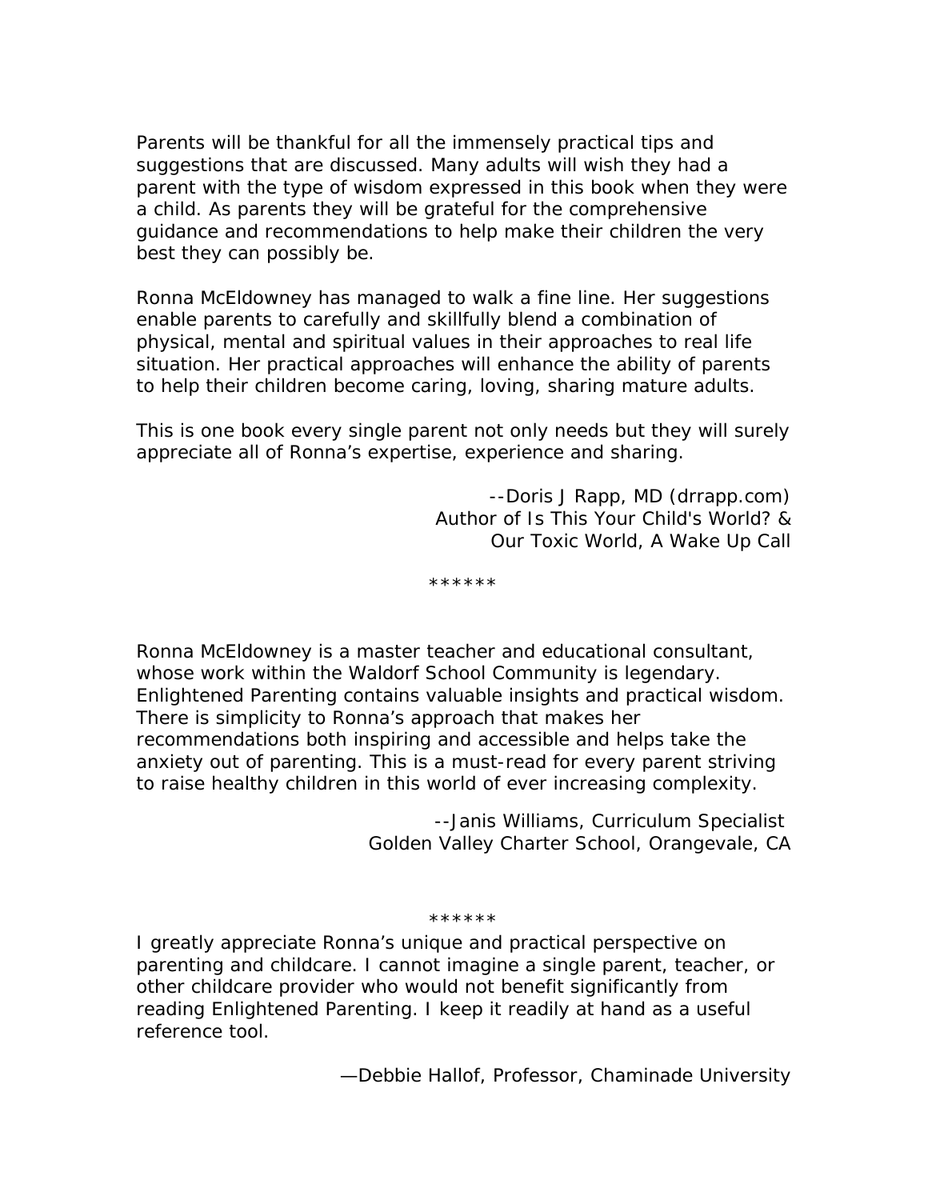Parents will be thankful for all the immensely practical tips and suggestions that are discussed. Many adults will wish they had a parent with the type of wisdom expressed in this book when they were a child. As parents they will be grateful for the comprehensive guidance and recommendations to help make their children the very best they can possibly be.

Ronna McEldowney has managed to walk a fine line. Her suggestions enable parents to carefully and skillfully blend a combination of physical, mental and spiritual values in their approaches to real life situation. Her practical approaches will enhance the ability of parents to help their children become caring, loving, sharing mature adults.

This is one book every single parent not only needs but they will surely appreciate all of Ronna's expertise, experience and sharing.

--Doris J Rapp, MD (drrapp.com)  
Author of Is This Your Child's World? &  
Our Toxic World, A Wake Up Call

******

Ronna McEldowney is a master teacher and educational consultant, whose work within the Waldorf School Community is legendary. Enlightened Parenting contains valuable insights and practical wisdom. There is simplicity to Ronna's approach that makes her recommendations both inspiring and accessible and helps take the anxiety out of parenting. This is a must-read for every parent striving to raise healthy children in this world of ever increasing complexity.

--Janis Williams, Curriculum Specialist  
Golden Valley Charter School, Orangevale, CA

******

I greatly appreciate Ronna's unique and practical perspective on parenting and childcare. I cannot imagine a single parent, teacher, or other childcare provider who would not benefit significantly from reading Enlightened Parenting. I keep it readily at hand as a useful reference tool.

—Debbie Hallof, Professor, Chaminade University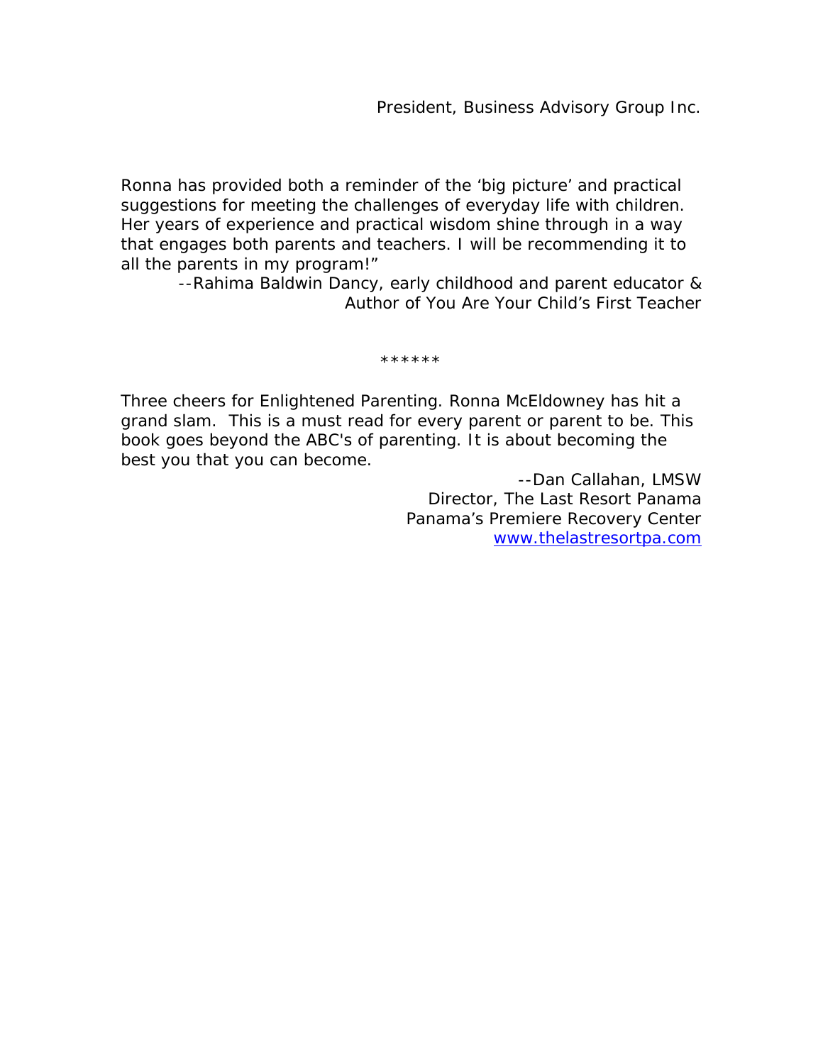President, Business Advisory Group Inc.

Ronna has provided both a reminder of the 'big picture' and practical suggestions for meeting the challenges of everyday life with children. Her years of experience and practical wisdom shine through in a way that engages both parents and teachers. I will be recommending it to all the parents in my program!"

--Rahima Baldwin Dancy, early childhood and parent educator &
Author of You Are Your Child's First Teacher

******

Three cheers for Enlightened Parenting. Ronna McEldowney has hit a grand slam. This is a must read for every parent or parent to be. This book goes beyond the ABC's of parenting. It is about becoming the best you that you can become.

--Dan Callahan, LMSW
Director, The Last Resort Panama
Panama's Premiere Recovery Center
www.thelastresortpa.com